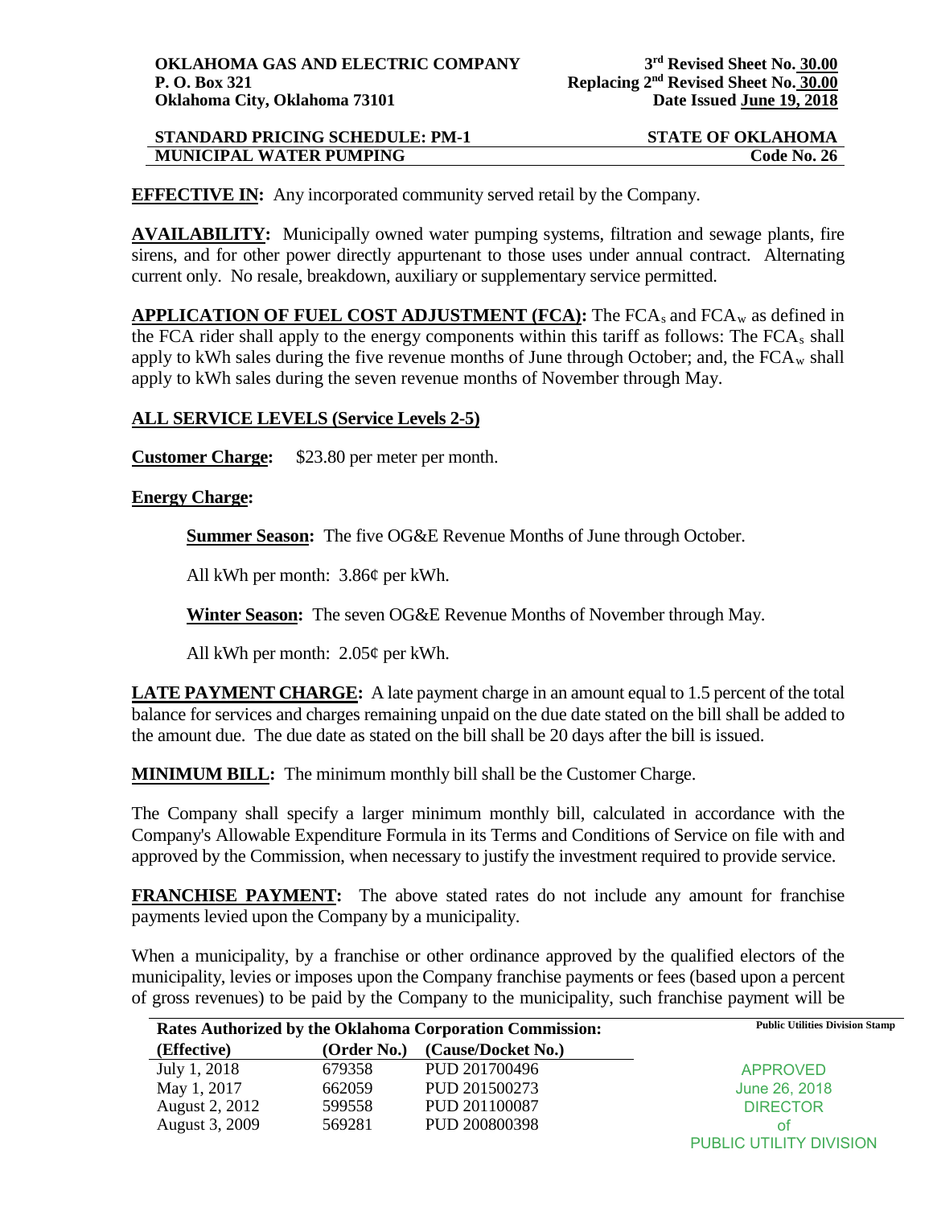**OKLAHOMA GAS AND ELECTRIC COMPANY**
**P. O. Box 321**
**Oklahoma City, Oklahoma 73101**

**3rd Revised Sheet No. 30.00**
**Replacing 2nd Revised Sheet No. 30.00**
**Date Issued June 19, 2018**

**STANDARD PRICING SCHEDULE: PM-1** | **STATE OF OKLAHOMA**
**MUNICIPAL WATER PUMPING** | **Code No. 26**

**EFFECTIVE IN:** Any incorporated community served retail by the Company.

**AVAILABILITY:** Municipally owned water pumping systems, filtration and sewage plants, fire sirens, and for other power directly appurtenant to those uses under annual contract. Alternating current only. No resale, breakdown, auxiliary or supplementary service permitted.

**APPLICATION OF FUEL COST ADJUSTMENT (FCA):** The $FCA_s$ and $FCA_w$ as defined in the FCA rider shall apply to the energy components within this tariff as follows: The $FCA_s$ shall apply to kWh sales during the five revenue months of June through October; and, the $FCA_w$ shall apply to kWh sales during the seven revenue months of November through May.

**ALL SERVICE LEVELS (Service Levels 2-5)**

**Customer Charge:** $23.80 per meter per month.

**Energy Charge:**

**Summer Season:** The five OG&E Revenue Months of June through October.

All kWh per month: 3.86¢ per kWh.

**Winter Season:** The seven OG&E Revenue Months of November through May.

All kWh per month: 2.05¢ per kWh.

**LATE PAYMENT CHARGE:** A late payment charge in an amount equal to 1.5 percent of the total balance for services and charges remaining unpaid on the due date stated on the bill shall be added to the amount due. The due date as stated on the bill shall be 20 days after the bill is issued.

**MINIMUM BILL:** The minimum monthly bill shall be the Customer Charge.

The Company shall specify a larger minimum monthly bill, calculated in accordance with the Company's Allowable Expenditure Formula in its Terms and Conditions of Service on file with and approved by the Commission, when necessary to justify the investment required to provide service.

**FRANCHISE PAYMENT:** The above stated rates do not include any amount for franchise payments levied upon the Company by a municipality.

When a municipality, by a franchise or other ordinance approved by the qualified electors of the municipality, levies or imposes upon the Company franchise payments or fees (based upon a percent of gross revenues) to be paid by the Company to the municipality, such franchise payment will be

**Rates Authorized by the Oklahoma Corporation Commission:**

| (Effective) | (Order No.) | (Cause/Docket No.) |
|---|---|---|
| July 1, 2018 | 679358 | PUD 201700496 |
| May 1, 2017 | 662059 | PUD 201500273 |
| August 2, 2012 | 599558 | PUD 201100087 |
| August 3, 2009 | 569281 | PUD 200800398 |

**Public Utilities Division Stamp**

APPROVED
June 26, 2018
DIRECTOR
of
PUBLIC UTILITY DIVISION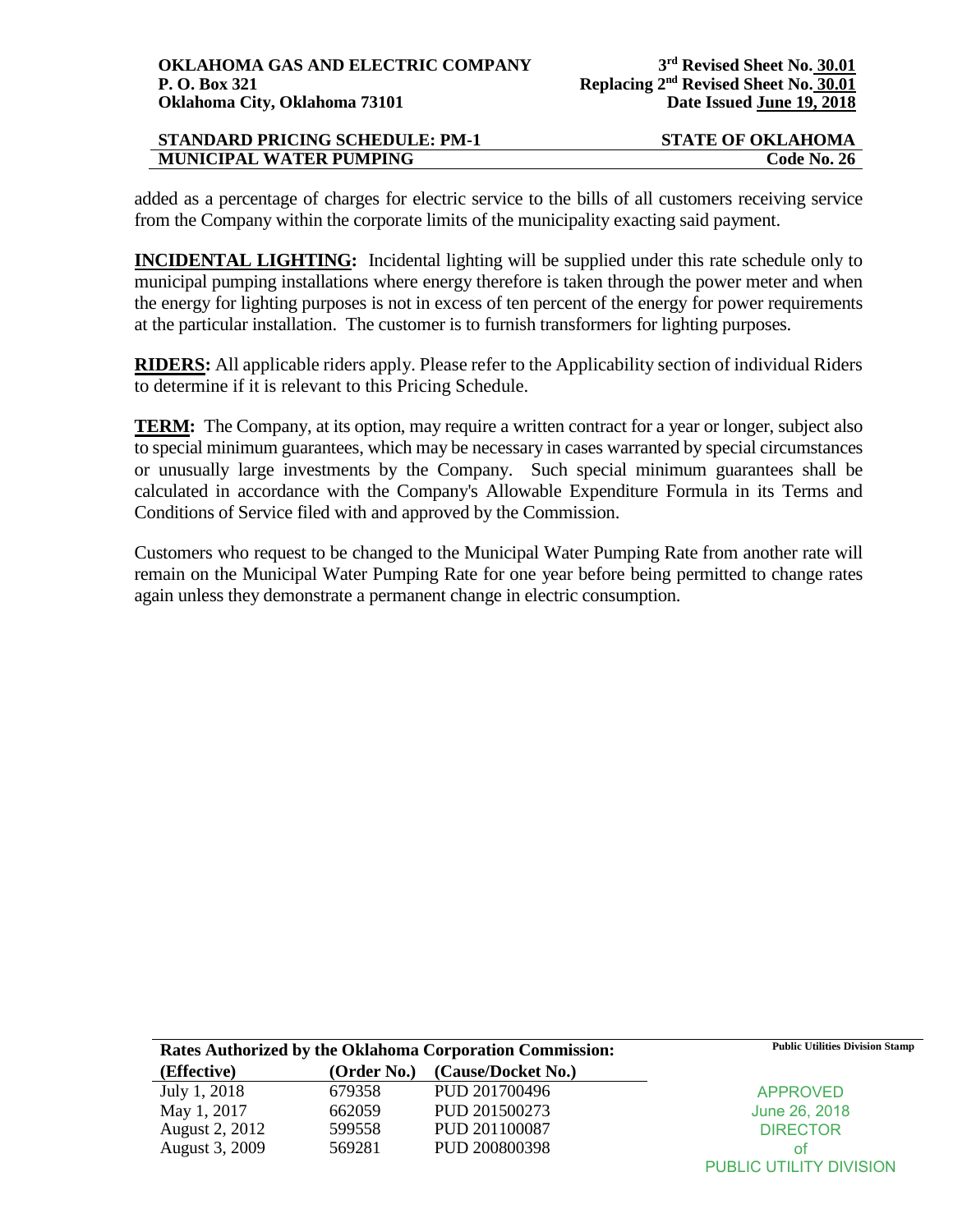added as a percentage of charges for electric service to the bills of all customers receiving service from the Company within the corporate limits of the municipality exacting said payment.

**INCIDENTAL LIGHTING:** Incidental lighting will be supplied under this rate schedule only to municipal pumping installations where energy therefore is taken through the power meter and when the energy for lighting purposes is not in excess of ten percent of the energy for power requirements at the particular installation. The customer is to furnish transformers for lighting purposes.

**RIDERS:** All applicable riders apply. Please refer to the Applicability section of individual Riders to determine if it is relevant to this Pricing Schedule.

**TERM:** The Company, at its option, may require a written contract for a year or longer, subject also to special minimum guarantees, which may be necessary in cases warranted by special circumstances or unusually large investments by the Company. Such special minimum guarantees shall be calculated in accordance with the Company's Allowable Expenditure Formula in its Terms and Conditions of Service filed with and approved by the Commission.

Customers who request to be changed to the Municipal Water Pumping Rate from another rate will remain on the Municipal Water Pumping Rate for one year before being permitted to change rates again unless they demonstrate a permanent change in electric consumption.

**Rates Authorized by the Oklahoma Corporation Commission:**

| (Effective) | (Order No.) | (Cause/Docket No.) |
|---|---|---|
| July 1, 2018 | 679358 | PUD 201700496 |
| May 1, 2017 | 662059 | PUD 201500273 |
| August 2, 2012 | 599558 | PUD 201100087 |
| August 3, 2009 | 569281 | PUD 200800398 |

Public Utilities Division Stamp

APPROVED
June 26, 2018
DIRECTOR
of
PUBLIC UTILITY DIVISION